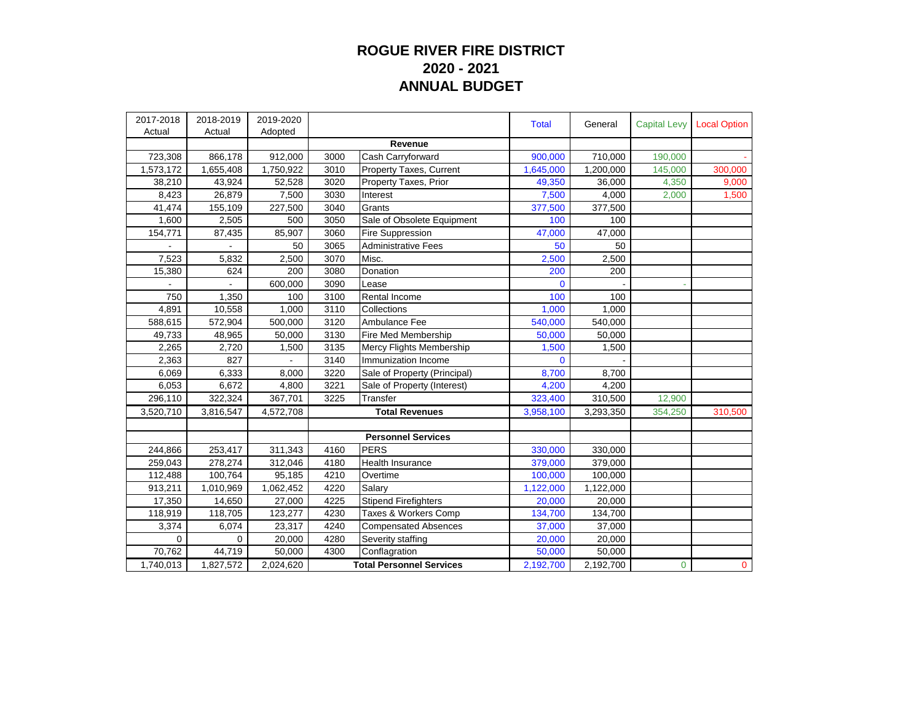# ROGUE RIVER FIRE DISTRICT
## 2020 - 2021
## ANNUAL BUDGET

| 2017-2018 Actual | 2018-2019 Actual | 2019-2020 Adopted | | | Total | General | Capital Levy | Local Option |
|---|---|---|---|---|---|---|---|---|
| | | | | **Revenue** | | | | |
| 723,308 | 866,178 | 912,000 | 3000 | Cash Carryforward | 900,000 | 710,000 | 190,000 | - |
| 1,573,172 | 1,655,408 | 1,750,922 | 3010 | Property Taxes, Current | 1,645,000 | 1,200,000 | 145,000 | 300,000 |
| 38,210 | 43,924 | 52,528 | 3020 | Property Taxes, Prior | 49,350 | 36,000 | 4,350 | 9,000 |
| 8,423 | 26,879 | 7,500 | 3030 | Interest | 7,500 | 4,000 | 2,000 | 1,500 |
| 41,474 | 155,109 | 227,500 | 3040 | Grants | 377,500 | 377,500 | | |
| 1,600 | 2,505 | 500 | 3050 | Sale of Obsolete Equipment | 100 | 100 | | |
| 154,771 | 87,435 | 85,907 | 3060 | Fire Suppression | 47,000 | 47,000 | | |
| - | - | 50 | 3065 | Administrative Fees | 50 | 50 | | |
| 7,523 | 5,832 | 2,500 | 3070 | Misc. | 2,500 | 2,500 | | |
| 15,380 | 624 | 200 | 3080 | Donation | 200 | 200 | | |
| - | - | 600,000 | 3090 | Lease | 0 | - | - | |
| 750 | 1,350 | 100 | 3100 | Rental Income | 100 | 100 | | |
| 4,891 | 10,558 | 1,000 | 3110 | Collections | 1,000 | 1,000 | | |
| 588,615 | 572,904 | 500,000 | 3120 | Ambulance Fee | 540,000 | 540,000 | | |
| 49,733 | 48,965 | 50,000 | 3130 | Fire Med Membership | 50,000 | 50,000 | | |
| 2,265 | 2,720 | 1,500 | 3135 | Mercy Flights Membership | 1,500 | 1,500 | | |
| 2,363 | 827 | - | 3140 | Immunization Income | 0 | - | | |
| 6,069 | 6,333 | 8,000 | 3220 | Sale of Property (Principal) | 8,700 | 8,700 | | |
| 6,053 | 6,672 | 4,800 | 3221 | Sale of Property (Interest) | 4,200 | 4,200 | | |
| 296,110 | 322,324 | 367,701 | 3225 | Transfer | 323,400 | 310,500 | 12,900 | |
| 3,520,710 | 3,816,547 | 4,572,708 | | **Total Revenues** | 3,958,100 | 3,293,350 | 354,250 | 310,500 |
| | | | | | | | | |
| | | | | **Personnel Services** | | | | |
| 244,866 | 253,417 | 311,343 | 4160 | PERS | 330,000 | 330,000 | | |
| 259,043 | 278,274 | 312,046 | 4180 | Health Insurance | 379,000 | 379,000 | | |
| 112,488 | 100,764 | 95,185 | 4210 | Overtime | 100,000 | 100,000 | | |
| 913,211 | 1,010,969 | 1,062,452 | 4220 | Salary | 1,122,000 | 1,122,000 | | |
| 17,350 | 14,650 | 27,000 | 4225 | Stipend Firefighters | 20,000 | 20,000 | | |
| 118,919 | 118,705 | 123,277 | 4230 | Taxes & Workers Comp | 134,700 | 134,700 | | |
| 3,374 | 6,074 | 23,317 | 4240 | Compensated Absences | 37,000 | 37,000 | | |
| 0 | 0 | 20,000 | 4280 | Severity staffing | 20,000 | 20,000 | | |
| 70,762 | 44,719 | 50,000 | 4300 | Conflagration | 50,000 | 50,000 | | |
| 1,740,013 | 1,827,572 | 2,024,620 | | **Total Personnel Services** | 2,192,700 | 2,192,700 | 0 | 0 |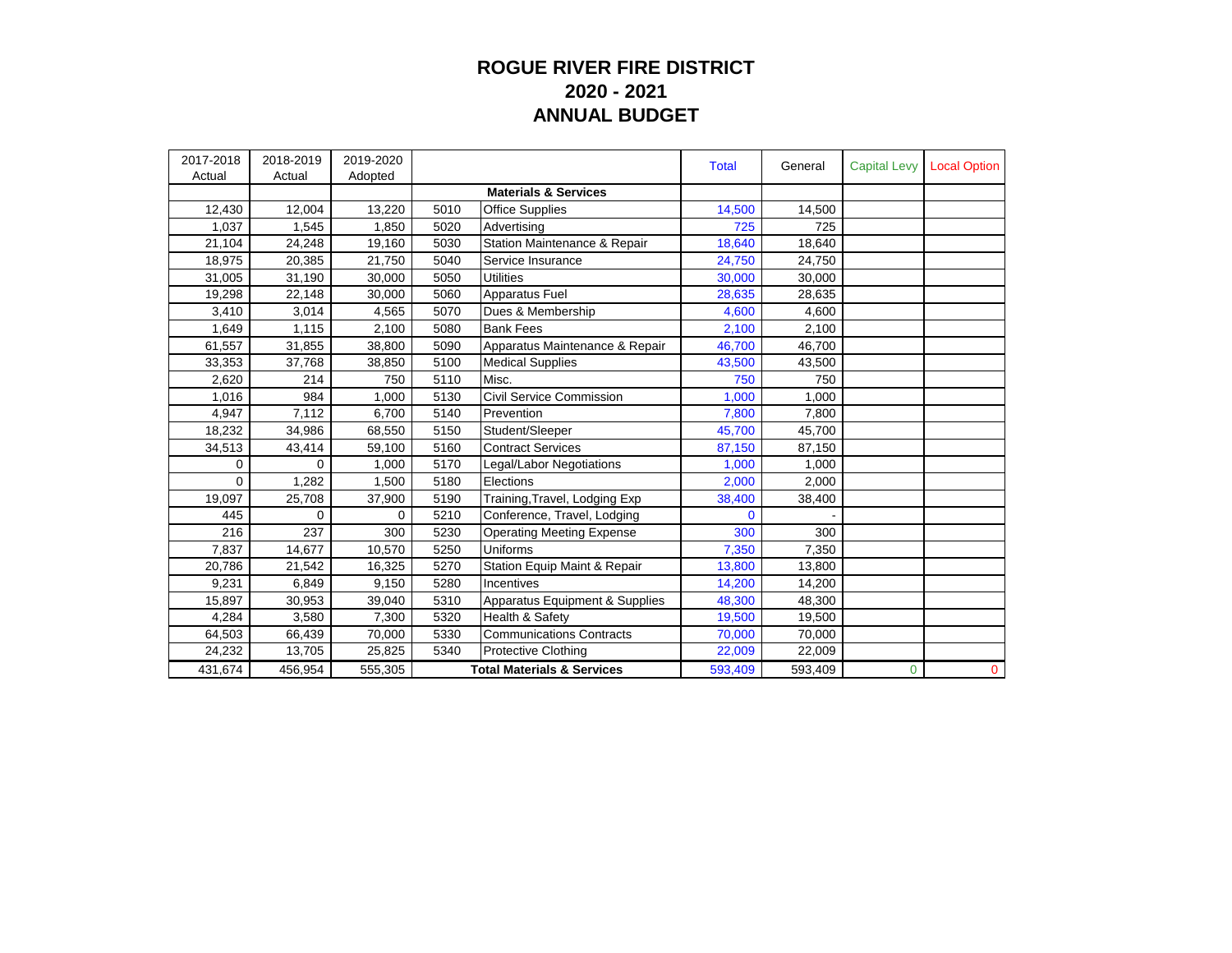# ROGUE RIVER FIRE DISTRICT
## 2020 - 2021
## ANNUAL BUDGET

| 2017-2018 Actual | 2018-2019 Actual | 2019-2020 Adopted | | | Total | General | Capital Levy | Local Option |
|---|---|---|---|---|---|---|---|---|
| | | | | **Materials & Services** | | | | |
| 12,430 | 12,004 | 13,220 | 5010 | Office Supplies | 14,500 | 14,500 | | |
| 1,037 | 1,545 | 1,850 | 5020 | Advertising | 725 | 725 | | |
| 21,104 | 24,248 | 19,160 | 5030 | Station Maintenance & Repair | 18,640 | 18,640 | | |
| 18,975 | 20,385 | 21,750 | 5040 | Service Insurance | 24,750 | 24,750 | | |
| 31,005 | 31,190 | 30,000 | 5050 | Utilities | 30,000 | 30,000 | | |
| 19,298 | 22,148 | 30,000 | 5060 | Apparatus Fuel | 28,635 | 28,635 | | |
| 3,410 | 3,014 | 4,565 | 5070 | Dues & Membership | 4,600 | 4,600 | | |
| 1,649 | 1,115 | 2,100 | 5080 | Bank Fees | 2,100 | 2,100 | | |
| 61,557 | 31,855 | 38,800 | 5090 | Apparatus Maintenance & Repair | 46,700 | 46,700 | | |
| 33,353 | 37,768 | 38,850 | 5100 | Medical Supplies | 43,500 | 43,500 | | |
| 2,620 | 214 | 750 | 5110 | Misc. | 750 | 750 | | |
| 1,016 | 984 | 1,000 | 5130 | Civil Service Commission | 1,000 | 1,000 | | |
| 4,947 | 7,112 | 6,700 | 5140 | Prevention | 7,800 | 7,800 | | |
| 18,232 | 34,986 | 68,550 | 5150 | Student/Sleeper | 45,700 | 45,700 | | |
| 34,513 | 43,414 | 59,100 | 5160 | Contract Services | 87,150 | 87,150 | | |
| 0 | 0 | 1,000 | 5170 | Legal/Labor Negotiations | 1,000 | 1,000 | | |
| 0 | 1,282 | 1,500 | 5180 | Elections | 2,000 | 2,000 | | |
| 19,097 | 25,708 | 37,900 | 5190 | Training,Travel, Lodging Exp | 38,400 | 38,400 | | |
| 445 | 0 | 0 | 5210 | Conference, Travel, Lodging | 0 | - | | |
| 216 | 237 | 300 | 5230 | Operating Meeting Expense | 300 | 300 | | |
| 7,837 | 14,677 | 10,570 | 5250 | Uniforms | 7,350 | 7,350 | | |
| 20,786 | 21,542 | 16,325 | 5270 | Station Equip Maint & Repair | 13,800 | 13,800 | | |
| 9,231 | 6,849 | 9,150 | 5280 | Incentives | 14,200 | 14,200 | | |
| 15,897 | 30,953 | 39,040 | 5310 | Apparatus Equipment & Supplies | 48,300 | 48,300 | | |
| 4,284 | 3,580 | 7,300 | 5320 | Health & Safety | 19,500 | 19,500 | | |
| 64,503 | 66,439 | 70,000 | 5330 | Communications Contracts | 70,000 | 70,000 | | |
| 24,232 | 13,705 | 25,825 | 5340 | Protective Clothing | 22,009 | 22,009 | | |
| 431,674 | 456,954 | 555,305 | | **Total Materials & Services** | 593,409 | 593,409 | 0 | 0 |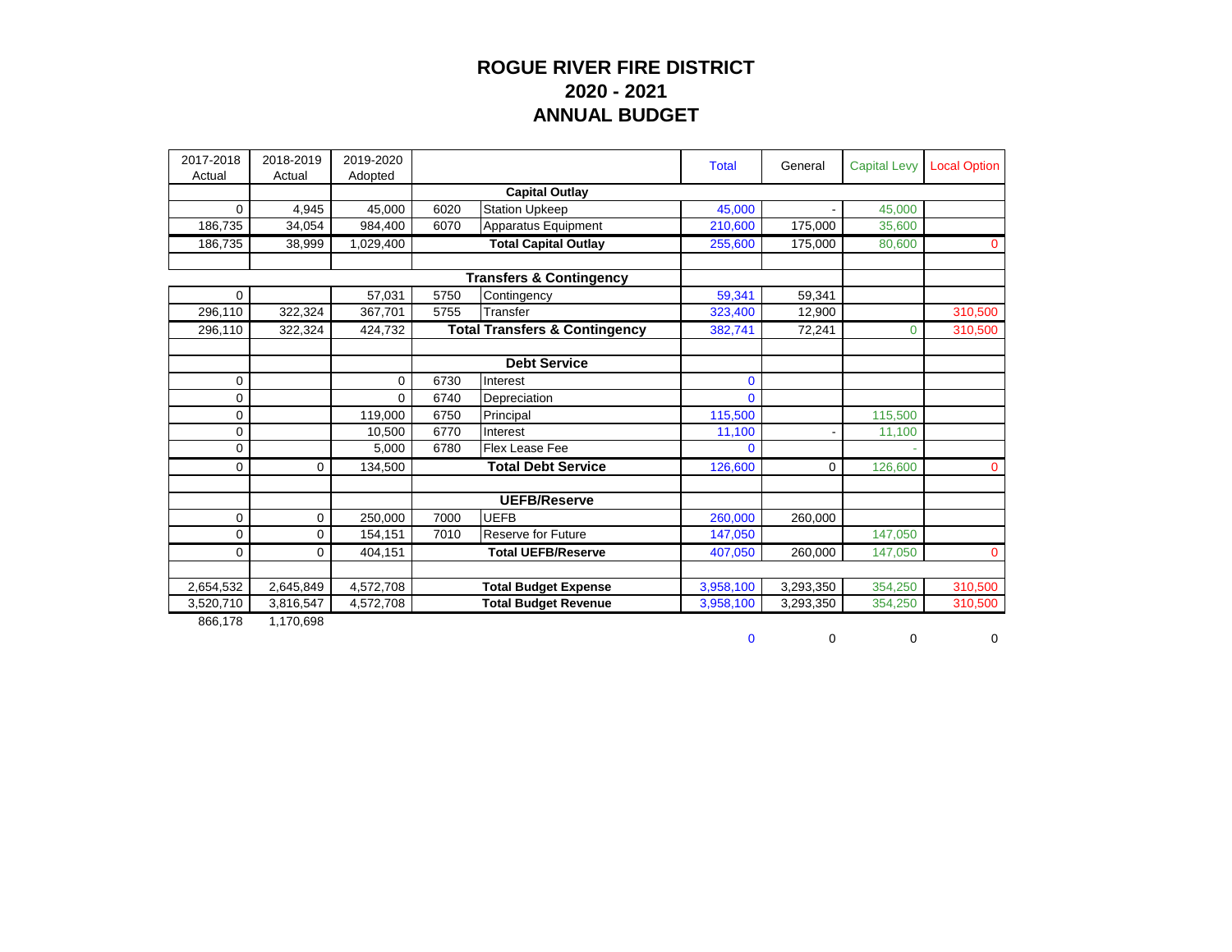# ROGUE RIVER FIRE DISTRICT
# 2020 - 2021
# ANNUAL BUDGET

| 2017-2018 Actual | 2018-2019 Actual | 2019-2020 Adopted | | | Total | General | Capital Levy | Local Option |
|---|---|---|---|---|---|---|---|---|
| | | | | **Capital Outlay** | | | | |
| 0 | 4,945 | 45,000 | 6020 | Station Upkeep | 45,000 | - | 45,000 | |
| 186,735 | 34,054 | 984,400 | 6070 | Apparatus Equipment | 210,600 | 175,000 | 35,600 | |
| 186,735 | 38,999 | 1,029,400 | | **Total Capital Outlay** | 255,600 | 175,000 | 80,600 | 0 |
| | | | | | | | | |
| | | | | **Transfers & Contingency** | | | | |
| 0 | | 57,031 | 5750 | Contingency | 59,341 | 59,341 | | |
| 296,110 | 322,324 | 367,701 | 5755 | Transfer | 323,400 | 12,900 | | 310,500 |
| 296,110 | 322,324 | 424,732 | | **Total Transfers & Contingency** | 382,741 | 72,241 | 0 | 310,500 |
| | | | | | | | | |
| | | | | **Debt Service** | | | | |
| 0 | | 0 | 6730 | Interest | 0 | | | |
| 0 | | 0 | 6740 | Depreciation | 0 | | | |
| 0 | | 119,000 | 6750 | Principal | 115,500 | | 115,500 | |
| 0 | | 10,500 | 6770 | Interest | 11,100 | - | 11,100 | |
| 0 | | 5,000 | 6780 | Flex Lease Fee | 0 | | - | |
| 0 | 0 | 134,500 | | **Total Debt Service** | 126,600 | 0 | 126,600 | 0 |
| | | | | | | | | |
| | | | | **UEFB/Reserve** | | | | |
| 0 | 0 | 250,000 | 7000 | UEFB | 260,000 | 260,000 | | |
| 0 | 0 | 154,151 | 7010 | Reserve for Future | 147,050 | | 147,050 | |
| 0 | 0 | 404,151 | | **Total UEFB/Reserve** | 407,050 | 260,000 | 147,050 | 0 |
| | | | | | | | | |
| 2,654,532 | 2,645,849 | 4,572,708 | | **Total Budget Expense** | 3,958,100 | 3,293,350 | 354,250 | 310,500 |
| 3,520,710 | 3,816,547 | 4,572,708 | | **Total Budget Revenue** | 3,958,100 | 3,293,350 | 354,250 | 310,500 |
| 866,178 | 1,170,698 | | | | | | | |
| | | | | | 0 | 0 | 0 | 0 |